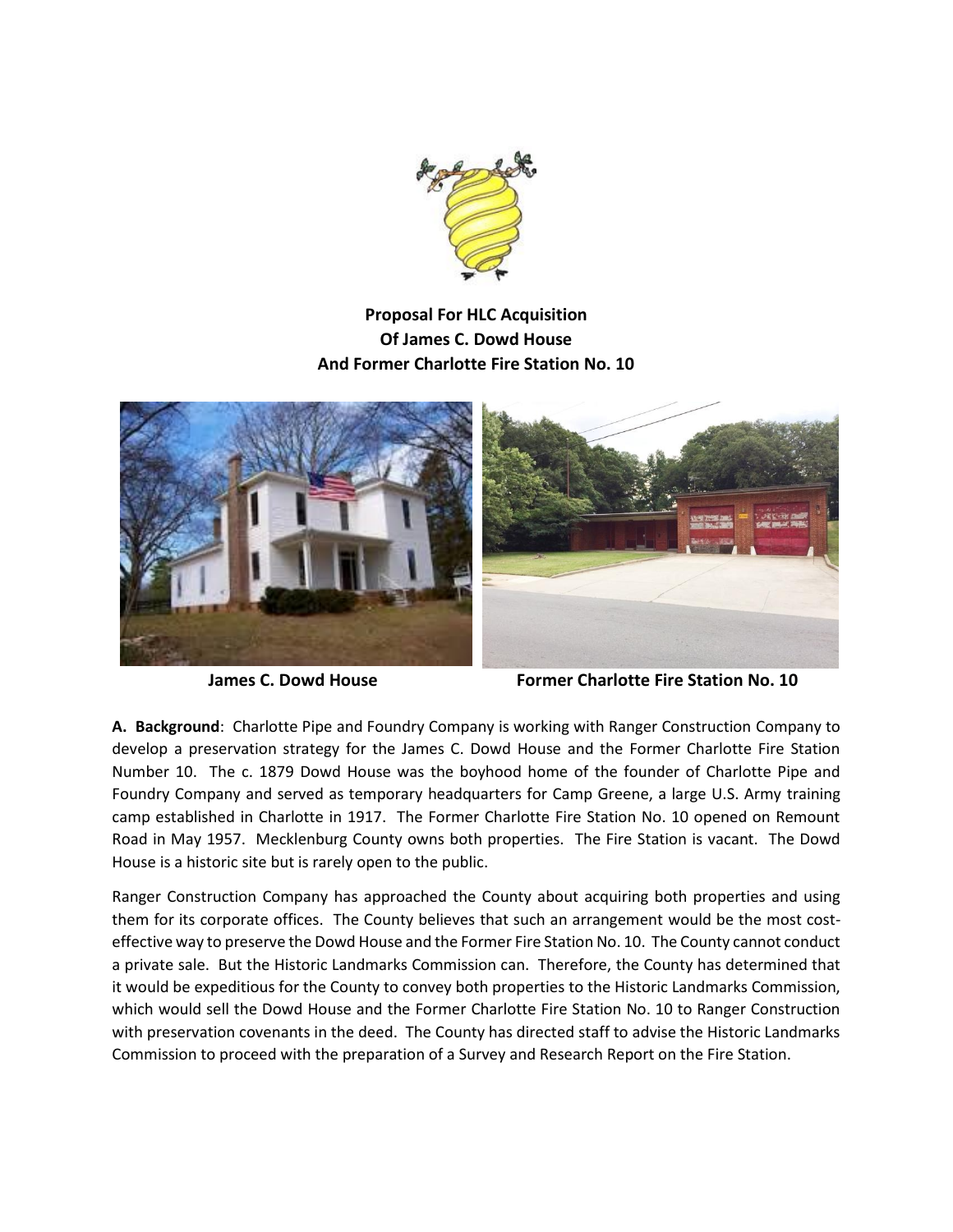**Proposal For HLC Acquisition**
**Of James C. Dowd House**
**And Former Charlotte Fire Station No. 10**

**James C. Dowd House** **Former Charlotte Fire Station No. 10**

**A. Background**: Charlotte Pipe and Foundry Company is working with Ranger Construction Company to develop a preservation strategy for the James C. Dowd House and the Former Charlotte Fire Station Number 10. The c. 1879 Dowd House was the boyhood home of the founder of Charlotte Pipe and Foundry Company and served as temporary headquarters for Camp Greene, a large U.S. Army training camp established in Charlotte in 1917. The Former Charlotte Fire Station No. 10 opened on Remount Road in May 1957. Mecklenburg County owns both properties. The Fire Station is vacant. The Dowd House is a historic site but is rarely open to the public.

Ranger Construction Company has approached the County about acquiring both properties and using them for its corporate offices. The County believes that such an arrangement would be the most cost-effective way to preserve the Dowd House and the Former Fire Station No. 10. The County cannot conduct a private sale. But the Historic Landmarks Commission can. Therefore, the County has determined that it would be expeditious for the County to convey both properties to the Historic Landmarks Commission, which would sell the Dowd House and the Former Charlotte Fire Station No. 10 to Ranger Construction with preservation covenants in the deed. The County has directed staff to advise the Historic Landmarks Commission to proceed with the preparation of a Survey and Research Report on the Fire Station.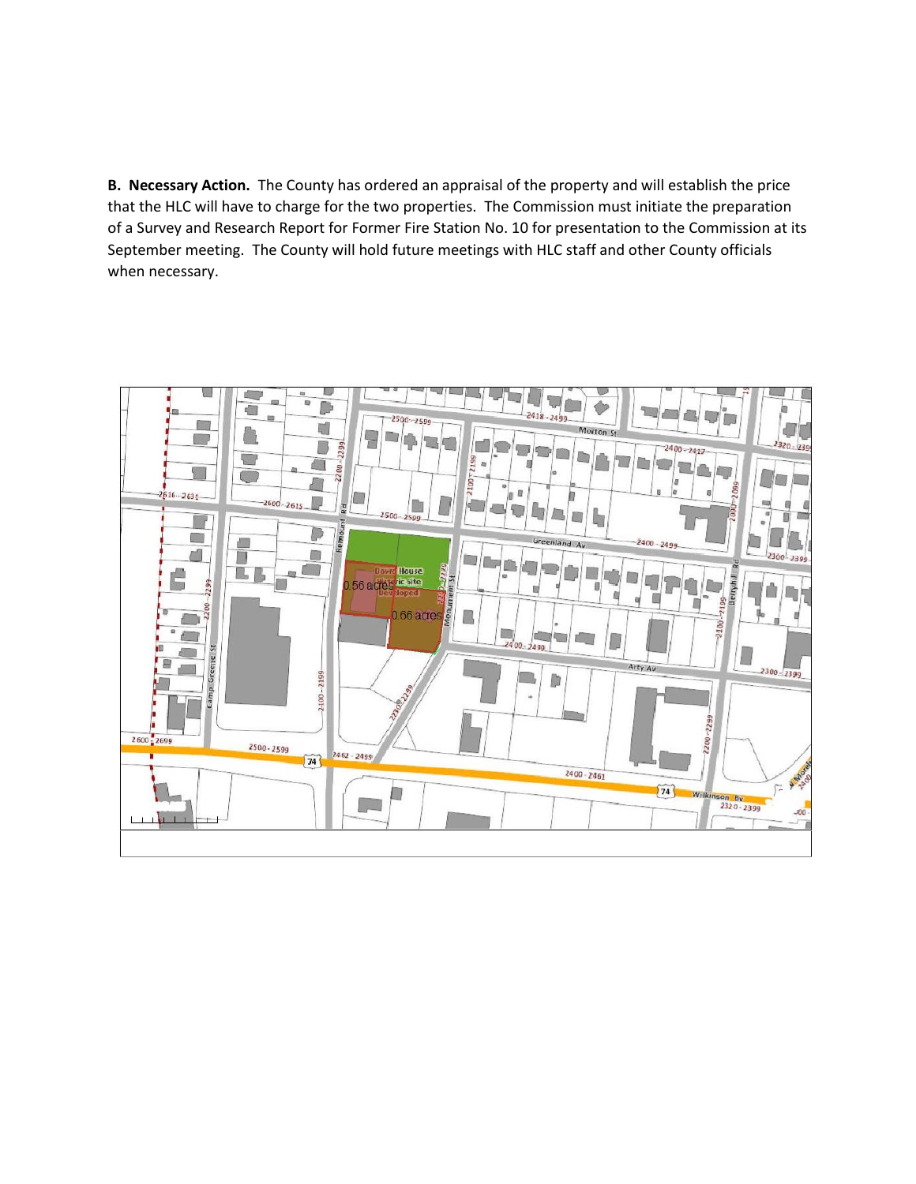**B. Necessary Action.** The County has ordered an appraisal of the property and will establish the price that the HLC will have to charge for the two properties. The Commission must initiate the preparation of a Survey and Research Report for Former Fire Station No. 10 for presentation to the Commission at its September meeting. The County will hold future meetings with HLC staff and other County officials when necessary.